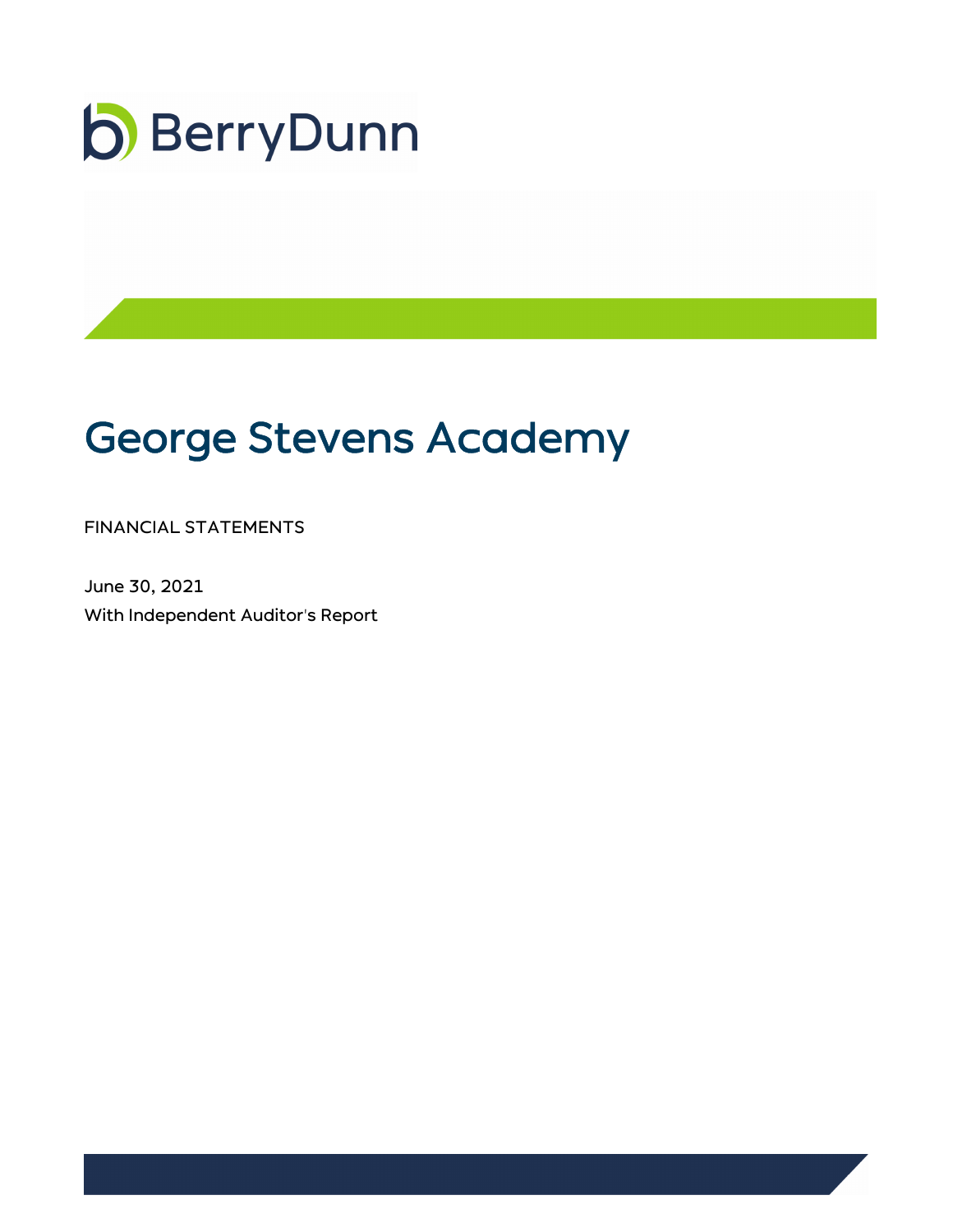BerryDunn

# George Stevens Academy

FINANCIAL STATEMENTS

June 30, 2021

With Independent Auditor's Report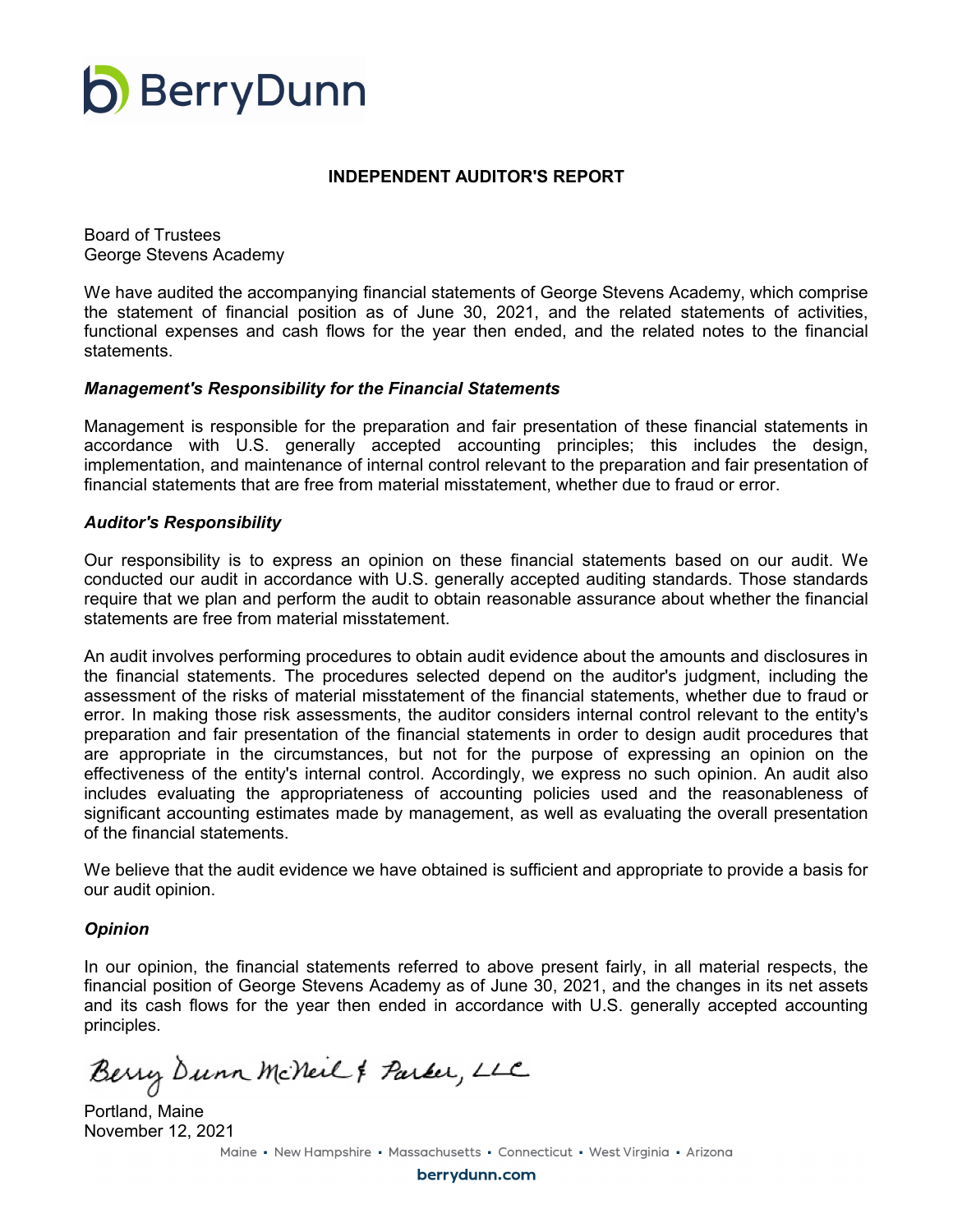BerryDunn

# INDEPENDENT AUDITOR'S REPORT

Board of Trustees
George Stevens Academy

We have audited the accompanying financial statements of George Stevens Academy, which comprise the statement of financial position as of June 30, 2021, and the related statements of activities, functional expenses and cash flows for the year then ended, and the related notes to the financial statements.

### *Management's Responsibility for the Financial Statements*

Management is responsible for the preparation and fair presentation of these financial statements in accordance with U.S. generally accepted accounting principles; this includes the design, implementation, and maintenance of internal control relevant to the preparation and fair presentation of financial statements that are free from material misstatement, whether due to fraud or error.

### *Auditor's Responsibility*

Our responsibility is to express an opinion on these financial statements based on our audit. We conducted our audit in accordance with U.S. generally accepted auditing standards. Those standards require that we plan and perform the audit to obtain reasonable assurance about whether the financial statements are free from material misstatement.

An audit involves performing procedures to obtain audit evidence about the amounts and disclosures in the financial statements. The procedures selected depend on the auditor's judgment, including the assessment of the risks of material misstatement of the financial statements, whether due to fraud or error. In making those risk assessments, the auditor considers internal control relevant to the entity's preparation and fair presentation of the financial statements in order to design audit procedures that are appropriate in the circumstances, but not for the purpose of expressing an opinion on the effectiveness of the entity's internal control. Accordingly, we express no such opinion. An audit also includes evaluating the appropriateness of accounting policies used and the reasonableness of significant accounting estimates made by management, as well as evaluating the overall presentation of the financial statements.

We believe that the audit evidence we have obtained is sufficient and appropriate to provide a basis for our audit opinion.

### *Opinion*

In our opinion, the financial statements referred to above present fairly, in all material respects, the financial position of George Stevens Academy as of June 30, 2021, and the changes in its net assets and its cash flows for the year then ended in accordance with U.S. generally accepted accounting principles.

Berry Dunn McNeil & Parker, LLC

Portland, Maine
November 12, 2021

Maine • New Hampshire • Massachusetts • Connecticut • West Virginia • Arizona

berrydunn.com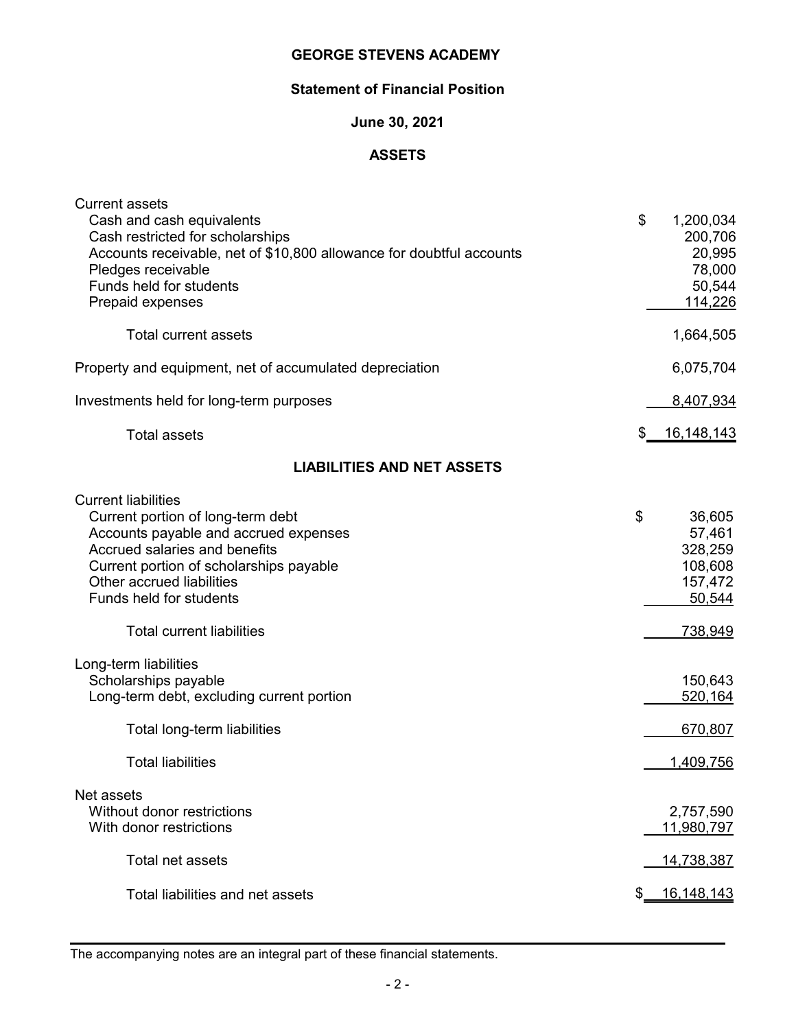# GEORGE STEVENS ACADEMY

## Statement of Financial Position

### June 30, 2021

### ASSETS

| | |
|---|---|
| Current assets | |
| Cash and cash equivalents | $ 1,200,034 |
| Cash restricted for scholarships | 200,706 |
| Accounts receivable, net of $10,800 allowance for doubtful accounts | 20,995 |
| Pledges receivable | 78,000 |
| Funds held for students | 50,544 |
| Prepaid expenses | 114,226 |
| Total current assets | 1,664,505 |
| Property and equipment, net of accumulated depreciation | 6,075,704 |
| Investments held for long-term purposes | 8,407,934 |
| Total assets | $ 16,148,143 |

### LIABILITIES AND NET ASSETS

| | |
|---|---|
| Current liabilities | |
| Current portion of long-term debt | $ 36,605 |
| Accounts payable and accrued expenses | 57,461 |
| Accrued salaries and benefits | 328,259 |
| Current portion of scholarships payable | 108,608 |
| Other accrued liabilities | 157,472 |
| Funds held for students | 50,544 |
| Total current liabilities | 738,949 |
| Long-term liabilities | |
| Scholarships payable | 150,643 |
| Long-term debt, excluding current portion | 520,164 |
| Total long-term liabilities | 670,807 |
| Total liabilities | 1,409,756 |
| Net assets | |
| Without donor restrictions | 2,757,590 |
| With donor restrictions | 11,980,797 |
| Total net assets | 14,738,387 |
| Total liabilities and net assets | $ 16,148,143 |

The accompanying notes are an integral part of these financial statements.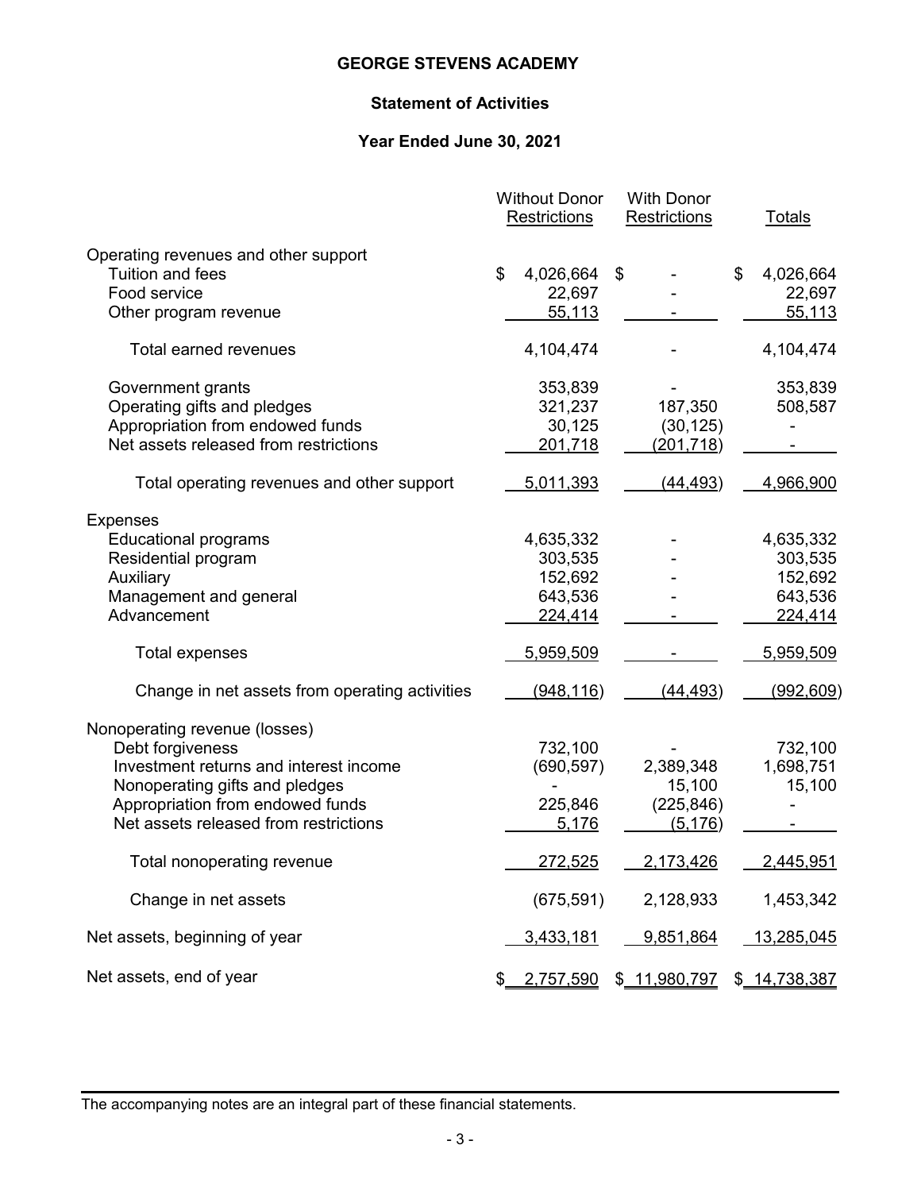# GEORGE STEVENS ACADEMY

## Statement of Activities

### Year Ended June 30, 2021

| | Without Donor Restrictions | With Donor Restrictions | Totals |
|---|---|---|---|
| Operating revenues and other support | | | |
| Tuition and fees | $ 4,026,664 | $ - | $ 4,026,664 |
| Food service | 22,697 | - | 22,697 |
| Other program revenue | 55,113 | - | 55,113 |
| Total earned revenues | 4,104,474 | - | 4,104,474 |
| Government grants | 353,839 | - | 353,839 |
| Operating gifts and pledges | 321,237 | 187,350 | 508,587 |
| Appropriation from endowed funds | 30,125 | (30,125) | - |
| Net assets released from restrictions | 201,718 | (201,718) | - |
| Total operating revenues and other support | 5,011,393 | (44,493) | 4,966,900 |
| Expenses | | | |
| Educational programs | 4,635,332 | - | 4,635,332 |
| Residential program | 303,535 | - | 303,535 |
| Auxiliary | 152,692 | - | 152,692 |
| Management and general | 643,536 | - | 643,536 |
| Advancement | 224,414 | - | 224,414 |
| Total expenses | 5,959,509 | - | 5,959,509 |
| Change in net assets from operating activities | (948,116) | (44,493) | (992,609) |
| Nonoperating revenue (losses) | | | |
| Debt forgiveness | 732,100 | - | 732,100 |
| Investment returns and interest income | (690,597) | 2,389,348 | 1,698,751 |
| Nonoperating gifts and pledges | - | 15,100 | 15,100 |
| Appropriation from endowed funds | 225,846 | (225,846) | - |
| Net assets released from restrictions | 5,176 | (5,176) | - |
| Total nonoperating revenue | 272,525 | 2,173,426 | 2,445,951 |
| Change in net assets | (675,591) | 2,128,933 | 1,453,342 |
| Net assets, beginning of year | 3,433,181 | 9,851,864 | 13,285,045 |
| Net assets, end of year | $ 2,757,590 | $ 11,980,797 | $ 14,738,387 |

The accompanying notes are an integral part of these financial statements.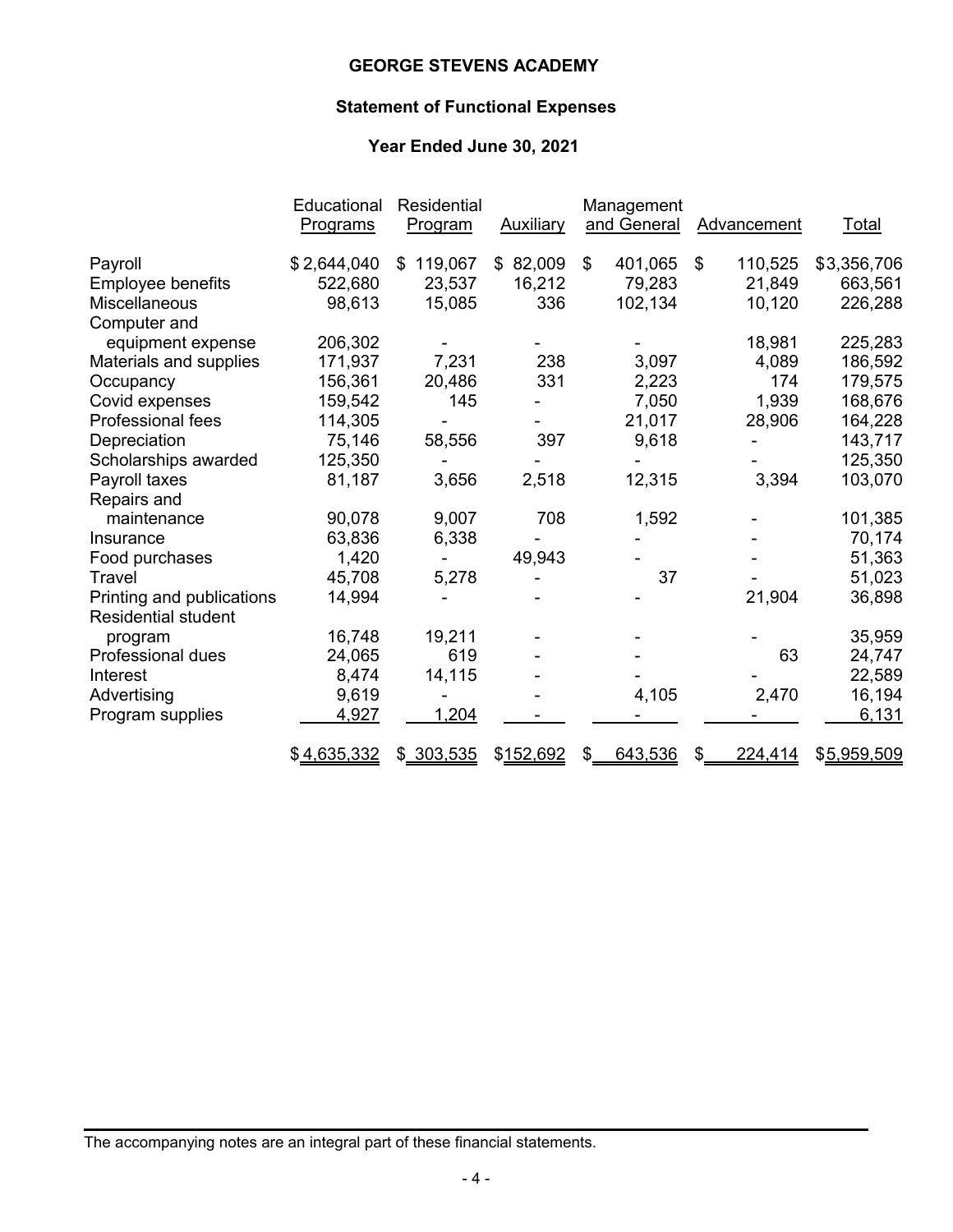# GEORGE STEVENS ACADEMY

## Statement of Functional Expenses

### Year Ended June 30, 2021

| | Educational Programs | Residential Program | Auxiliary | Management and General | Advancement | Total |
|---|---|---|---|---|---|---|
| Payroll | $ 2,644,040 | $ 119,067 | $ 82,009 | $ 401,065 | $ 110,525 | $3,356,706 |
| Employee benefits | 522,680 | 23,537 | 16,212 | 79,283 | 21,849 | 663,561 |
| Miscellaneous | 98,613 | 15,085 | 336 | 102,134 | 10,120 | 226,288 |
| Computer and equipment expense | 206,302 | - | - | - | 18,981 | 225,283 |
| Materials and supplies | 171,937 | 7,231 | 238 | 3,097 | 4,089 | 186,592 |
| Occupancy | 156,361 | 20,486 | 331 | 2,223 | 174 | 179,575 |
| Covid expenses | 159,542 | 145 | - | 7,050 | 1,939 | 168,676 |
| Professional fees | 114,305 | - | - | 21,017 | 28,906 | 164,228 |
| Depreciation | 75,146 | 58,556 | 397 | 9,618 | - | 143,717 |
| Scholarships awarded | 125,350 | - | - | - | - | 125,350 |
| Payroll taxes | 81,187 | 3,656 | 2,518 | 12,315 | 3,394 | 103,070 |
| Repairs and maintenance | 90,078 | 9,007 | 708 | 1,592 | - | 101,385 |
| Insurance | 63,836 | 6,338 | - | - | - | 70,174 |
| Food purchases | 1,420 | - | 49,943 | - | - | 51,363 |
| Travel | 45,708 | 5,278 | - | 37 | - | 51,023 |
| Printing and publications | 14,994 | - | - | - | 21,904 | 36,898 |
| Residential student program | 16,748 | 19,211 | - | - | - | 35,959 |
| Professional dues | 24,065 | 619 | - | - | 63 | 24,747 |
| Interest | 8,474 | 14,115 | - | - | - | 22,589 |
| Advertising | 9,619 | - | - | 4,105 | 2,470 | 16,194 |
| Program supplies | 4,927 | 1,204 | - | - | - | 6,131 |
| | $ 4,635,332 | $ 303,535 | $152,692 | $ 643,536 | $ 224,414 | $5,959,509 |

The accompanying notes are an integral part of these financial statements.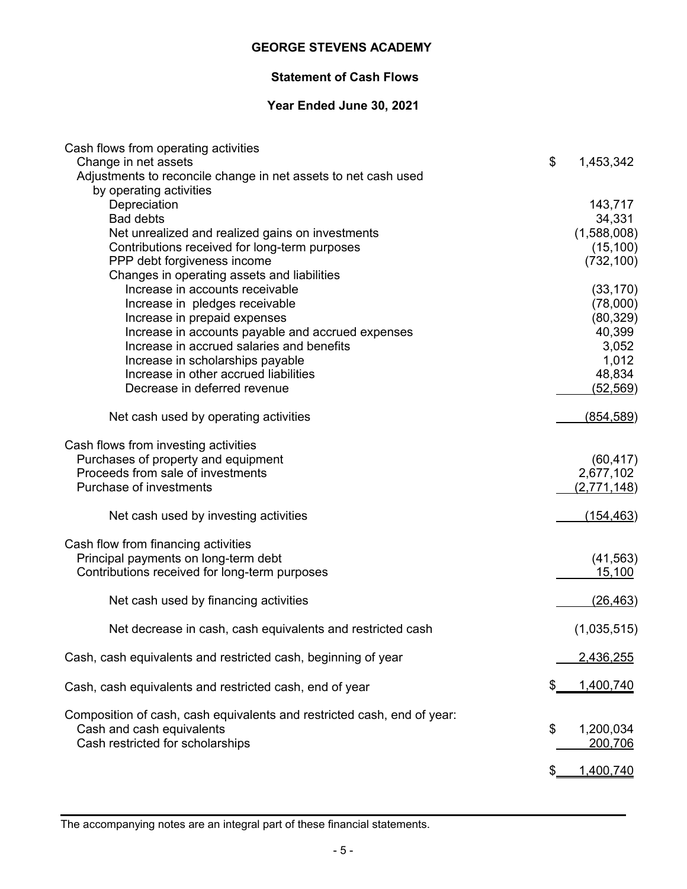# GEORGE STEVENS ACADEMY

## Statement of Cash Flows

## Year Ended June 30, 2021

| | |
|---|---|
| Cash flows from operating activities | |
| Change in net assets | $ 1,453,342 |
| Adjustments to reconcile change in net assets to net cash used by operating activities | |
| Depreciation | 143,717 |
| Bad debts | 34,331 |
| Net unrealized and realized gains on investments | (1,588,008) |
| Contributions received for long-term purposes | (15,100) |
| PPP debt forgiveness income | (732,100) |
| Changes in operating assets and liabilities | |
| Increase in accounts receivable | (33,170) |
| Increase in pledges receivable | (78,000) |
| Increase in prepaid expenses | (80,329) |
| Increase in accounts payable and accrued expenses | 40,399 |
| Increase in accrued salaries and benefits | 3,052 |
| Increase in scholarships payable | 1,012 |
| Increase in other accrued liabilities | 48,834 |
| Decrease in deferred revenue | (52,569) |
| Net cash used by operating activities | (854,589) |
| Cash flows from investing activities | |
| Purchases of property and equipment | (60,417) |
| Proceeds from sale of investments | 2,677,102 |
| Purchase of investments | (2,771,148) |
| Net cash used by investing activities | (154,463) |
| Cash flow from financing activities | |
| Principal payments on long-term debt | (41,563) |
| Contributions received for long-term purposes | 15,100 |
| Net cash used by financing activities | (26,463) |
| Net decrease in cash, cash equivalents and restricted cash | (1,035,515) |
| Cash, cash equivalents and restricted cash, beginning of year | 2,436,255 |
| Cash, cash equivalents and restricted cash, end of year | $ 1,400,740 |
| Composition of cash, cash equivalents and restricted cash, end of year: | |
| Cash and cash equivalents | $ 1,200,034 |
| Cash restricted for scholarships | 200,706 |
| | $ 1,400,740 |

The accompanying notes are an integral part of these financial statements.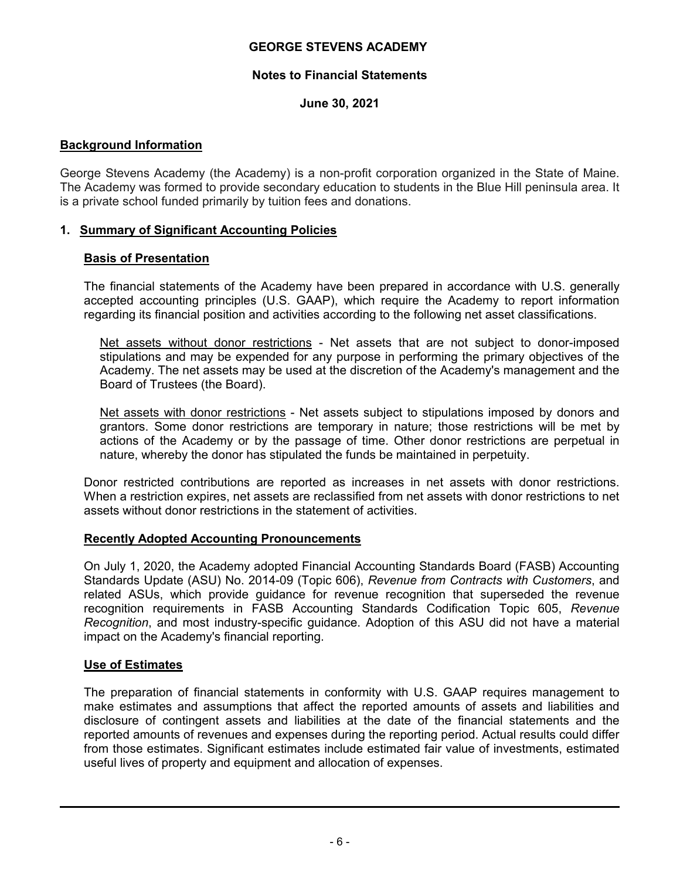**GEORGE STEVENS ACADEMY**

**Notes to Financial Statements**

**June 30, 2021**

## Background Information

George Stevens Academy (the Academy) is a non-profit corporation organized in the State of Maine. The Academy was formed to provide secondary education to students in the Blue Hill peninsula area. It is a private school funded primarily by tuition fees and donations.

## 1. Summary of Significant Accounting Policies

### Basis of Presentation

The financial statements of the Academy have been prepared in accordance with U.S. generally accepted accounting principles (U.S. GAAP), which require the Academy to report information regarding its financial position and activities according to the following net asset classifications.

Net assets without donor restrictions - Net assets that are not subject to donor-imposed stipulations and may be expended for any purpose in performing the primary objectives of the Academy. The net assets may be used at the discretion of the Academy's management and the Board of Trustees (the Board).

Net assets with donor restrictions - Net assets subject to stipulations imposed by donors and grantors. Some donor restrictions are temporary in nature; those restrictions will be met by actions of the Academy or by the passage of time. Other donor restrictions are perpetual in nature, whereby the donor has stipulated the funds be maintained in perpetuity.

Donor restricted contributions are reported as increases in net assets with donor restrictions. When a restriction expires, net assets are reclassified from net assets with donor restrictions to net assets without donor restrictions in the statement of activities.

### Recently Adopted Accounting Pronouncements

On July 1, 2020, the Academy adopted Financial Accounting Standards Board (FASB) Accounting Standards Update (ASU) No. 2014-09 (Topic 606), *Revenue from Contracts with Customers*, and related ASUs, which provide guidance for revenue recognition that superseded the revenue recognition requirements in FASB Accounting Standards Codification Topic 605, *Revenue Recognition*, and most industry-specific guidance. Adoption of this ASU did not have a material impact on the Academy's financial reporting.

### Use of Estimates

The preparation of financial statements in conformity with U.S. GAAP requires management to make estimates and assumptions that affect the reported amounts of assets and liabilities and disclosure of contingent assets and liabilities at the date of the financial statements and the reported amounts of revenues and expenses during the reporting period. Actual results could differ from those estimates. Significant estimates include estimated fair value of investments, estimated useful lives of property and equipment and allocation of expenses.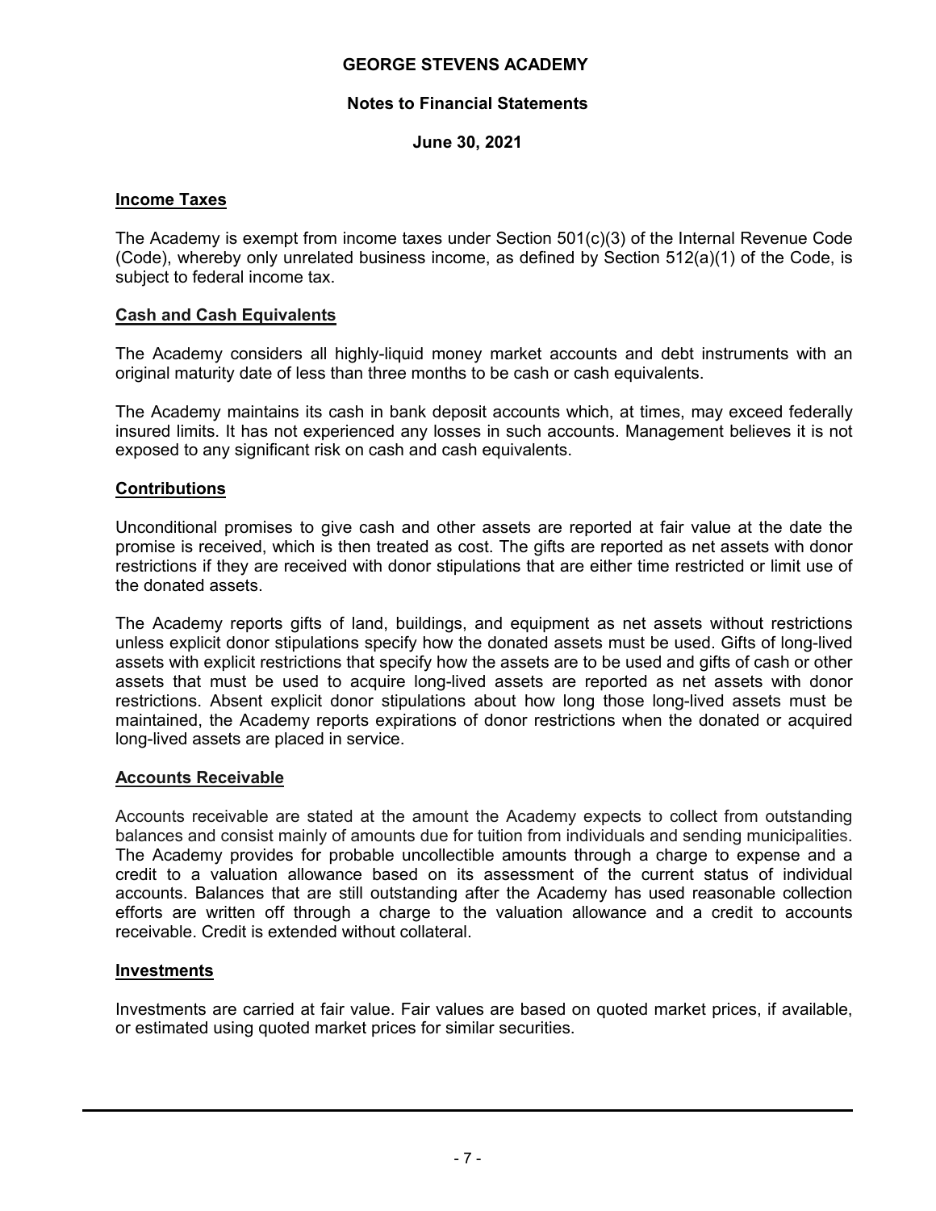## Income Taxes

The Academy is exempt from income taxes under Section 501(c)(3) of the Internal Revenue Code (Code), whereby only unrelated business income, as defined by Section 512(a)(1) of the Code, is subject to federal income tax.

## Cash and Cash Equivalents

The Academy considers all highly-liquid money market accounts and debt instruments with an original maturity date of less than three months to be cash or cash equivalents.

The Academy maintains its cash in bank deposit accounts which, at times, may exceed federally insured limits. It has not experienced any losses in such accounts. Management believes it is not exposed to any significant risk on cash and cash equivalents.

## Contributions

Unconditional promises to give cash and other assets are reported at fair value at the date the promise is received, which is then treated as cost. The gifts are reported as net assets with donor restrictions if they are received with donor stipulations that are either time restricted or limit use of the donated assets.

The Academy reports gifts of land, buildings, and equipment as net assets without restrictions unless explicit donor stipulations specify how the donated assets must be used. Gifts of long-lived assets with explicit restrictions that specify how the assets are to be used and gifts of cash or other assets that must be used to acquire long-lived assets are reported as net assets with donor restrictions. Absent explicit donor stipulations about how long those long-lived assets must be maintained, the Academy reports expirations of donor restrictions when the donated or acquired long-lived assets are placed in service.

## Accounts Receivable

Accounts receivable are stated at the amount the Academy expects to collect from outstanding balances and consist mainly of amounts due for tuition from individuals and sending municipalities. The Academy provides for probable uncollectible amounts through a charge to expense and a credit to a valuation allowance based on its assessment of the current status of individual accounts. Balances that are still outstanding after the Academy has used reasonable collection efforts are written off through a charge to the valuation allowance and a credit to accounts receivable. Credit is extended without collateral.

## Investments

Investments are carried at fair value. Fair values are based on quoted market prices, if available, or estimated using quoted market prices for similar securities.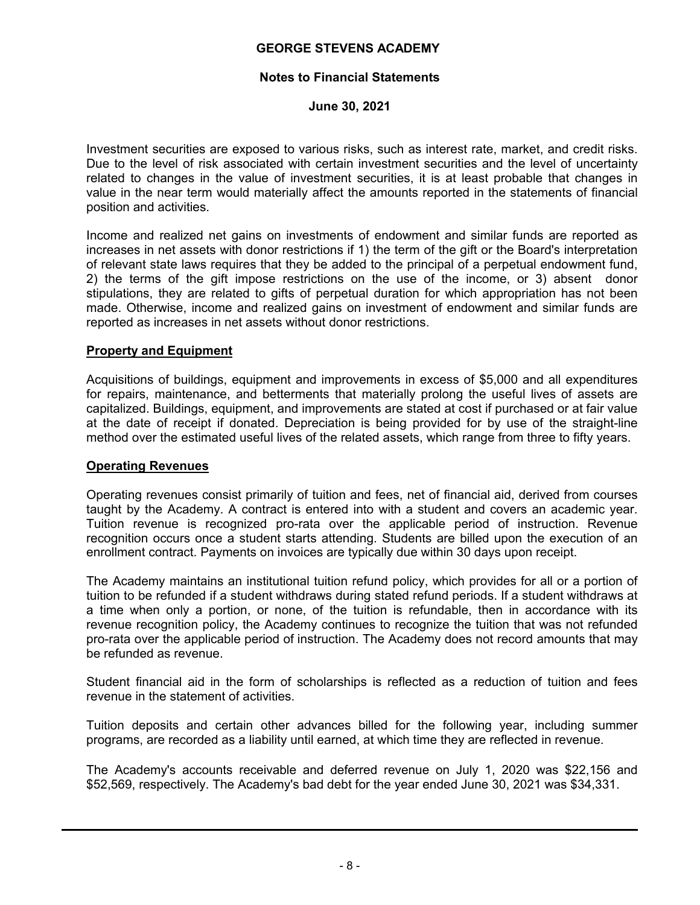Investment securities are exposed to various risks, such as interest rate, market, and credit risks. Due to the level of risk associated with certain investment securities and the level of uncertainty related to changes in the value of investment securities, it is at least probable that changes in value in the near term would materially affect the amounts reported in the statements of financial position and activities.

Income and realized net gains on investments of endowment and similar funds are reported as increases in net assets with donor restrictions if 1) the term of the gift or the Board's interpretation of relevant state laws requires that they be added to the principal of a perpetual endowment fund, 2) the terms of the gift impose restrictions on the use of the income, or 3) absent donor stipulations, they are related to gifts of perpetual duration for which appropriation has not been made. Otherwise, income and realized gains on investment of endowment and similar funds are reported as increases in net assets without donor restrictions.

**Property and Equipment**

Acquisitions of buildings, equipment and improvements in excess of $5,000 and all expenditures for repairs, maintenance, and betterments that materially prolong the useful lives of assets are capitalized. Buildings, equipment, and improvements are stated at cost if purchased or at fair value at the date of receipt if donated. Depreciation is being provided for by use of the straight-line method over the estimated useful lives of the related assets, which range from three to fifty years.

**Operating Revenues**

Operating revenues consist primarily of tuition and fees, net of financial aid, derived from courses taught by the Academy. A contract is entered into with a student and covers an academic year. Tuition revenue is recognized pro-rata over the applicable period of instruction. Revenue recognition occurs once a student starts attending. Students are billed upon the execution of an enrollment contract. Payments on invoices are typically due within 30 days upon receipt.

The Academy maintains an institutional tuition refund policy, which provides for all or a portion of tuition to be refunded if a student withdraws during stated refund periods. If a student withdraws at a time when only a portion, or none, of the tuition is refundable, then in accordance with its revenue recognition policy, the Academy continues to recognize the tuition that was not refunded pro-rata over the applicable period of instruction. The Academy does not record amounts that may be refunded as revenue.

Student financial aid in the form of scholarships is reflected as a reduction of tuition and fees revenue in the statement of activities.

Tuition deposits and certain other advances billed for the following year, including summer programs, are recorded as a liability until earned, at which time they are reflected in revenue.

The Academy's accounts receivable and deferred revenue on July 1, 2020 was $22,156 and $52,569, respectively. The Academy's bad debt for the year ended June 30, 2021 was $34,331.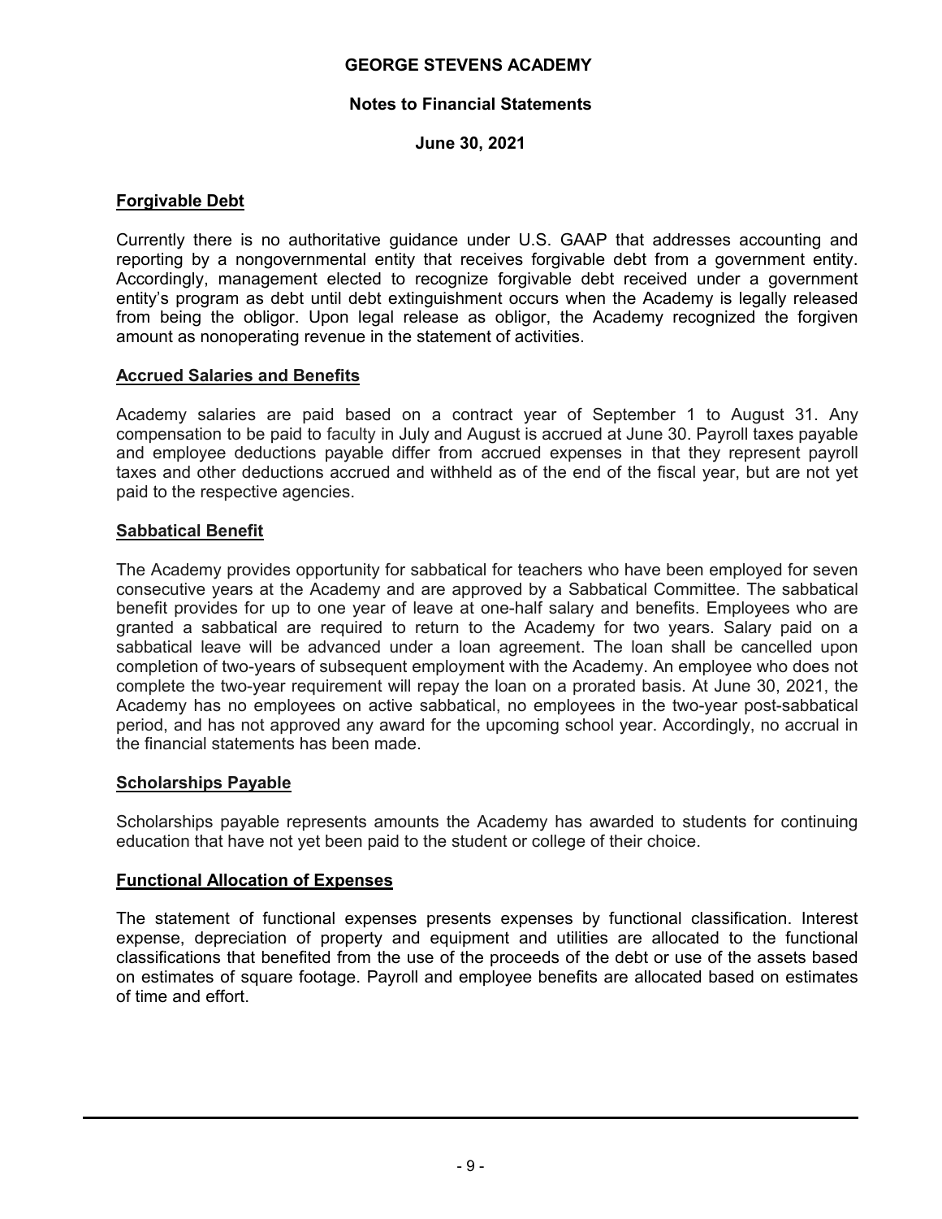## Forgivable Debt

Currently there is no authoritative guidance under U.S. GAAP that addresses accounting and reporting by a nongovernmental entity that receives forgivable debt from a government entity. Accordingly, management elected to recognize forgivable debt received under a government entity's program as debt until debt extinguishment occurs when the Academy is legally released from being the obligor. Upon legal release as obligor, the Academy recognized the forgiven amount as nonoperating revenue in the statement of activities.

## Accrued Salaries and Benefits

Academy salaries are paid based on a contract year of September 1 to August 31. Any compensation to be paid to faculty in July and August is accrued at June 30. Payroll taxes payable and employee deductions payable differ from accrued expenses in that they represent payroll taxes and other deductions accrued and withheld as of the end of the fiscal year, but are not yet paid to the respective agencies.

## Sabbatical Benefit

The Academy provides opportunity for sabbatical for teachers who have been employed for seven consecutive years at the Academy and are approved by a Sabbatical Committee. The sabbatical benefit provides for up to one year of leave at one-half salary and benefits. Employees who are granted a sabbatical are required to return to the Academy for two years. Salary paid on a sabbatical leave will be advanced under a loan agreement. The loan shall be cancelled upon completion of two-years of subsequent employment with the Academy. An employee who does not complete the two-year requirement will repay the loan on a prorated basis. At June 30, 2021, the Academy has no employees on active sabbatical, no employees in the two-year post-sabbatical period, and has not approved any award for the upcoming school year. Accordingly, no accrual in the financial statements has been made.

## Scholarships Payable

Scholarships payable represents amounts the Academy has awarded to students for continuing education that have not yet been paid to the student or college of their choice.

## Functional Allocation of Expenses

The statement of functional expenses presents expenses by functional classification. Interest expense, depreciation of property and equipment and utilities are allocated to the functional classifications that benefited from the use of the proceeds of the debt or use of the assets based on estimates of square footage. Payroll and employee benefits are allocated based on estimates of time and effort.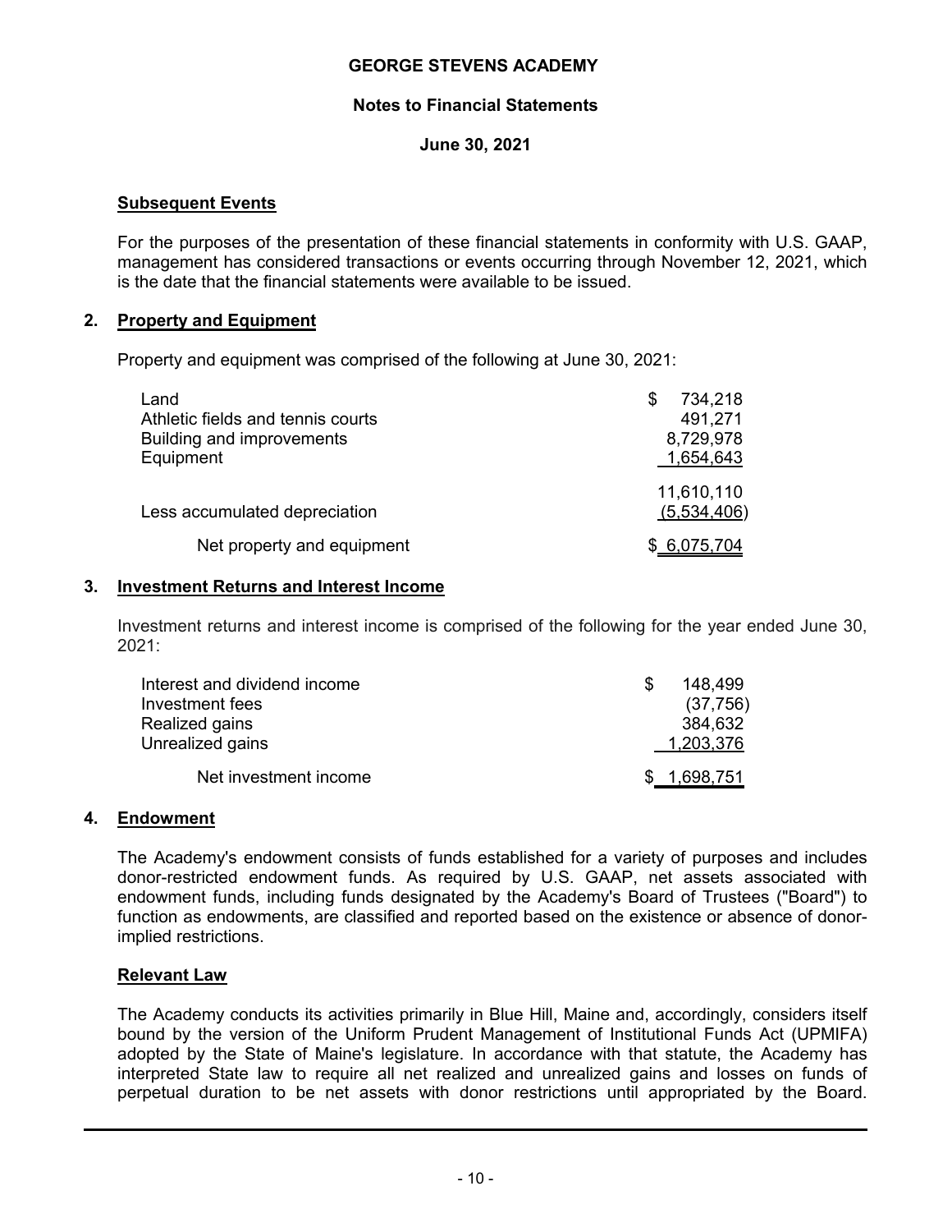**GEORGE STEVENS ACADEMY**

**Notes to Financial Statements**

**June 30, 2021**

### Subsequent Events

For the purposes of the presentation of these financial statements in conformity with U.S. GAAP, management has considered transactions or events occurring through November 12, 2021, which is the date that the financial statements were available to be issued.

## 2. Property and Equipment

Property and equipment was comprised of the following at June 30, 2021:

| | |
|---|---:|
| Land | $ 734,218 |
| Athletic fields and tennis courts | 491,271 |
| Building and improvements | 8,729,978 |
| Equipment | 1,654,643 |
| | 11,610,110 |
| Less accumulated depreciation | (5,534,406) |
| Net property and equipment | $ 6,075,704 |

## 3. Investment Returns and Interest Income

Investment returns and interest income is comprised of the following for the year ended June 30, 2021:

| | |
|---|---:|
| Interest and dividend income | $ 148,499 |
| Investment fees | (37,756) |
| Realized gains | 384,632 |
| Unrealized gains | 1,203,376 |
| Net investment income | $ 1,698,751 |

## 4. Endowment

The Academy's endowment consists of funds established for a variety of purposes and includes donor-restricted endowment funds. As required by U.S. GAAP, net assets associated with endowment funds, including funds designated by the Academy's Board of Trustees ("Board") to function as endowments, are classified and reported based on the existence or absence of donor-implied restrictions.

### Relevant Law

The Academy conducts its activities primarily in Blue Hill, Maine and, accordingly, considers itself bound by the version of the Uniform Prudent Management of Institutional Funds Act (UPMIFA) adopted by the State of Maine's legislature. In accordance with that statute, the Academy has interpreted State law to require all net realized and unrealized gains and losses on funds of perpetual duration to be net assets with donor restrictions until appropriated by the Board.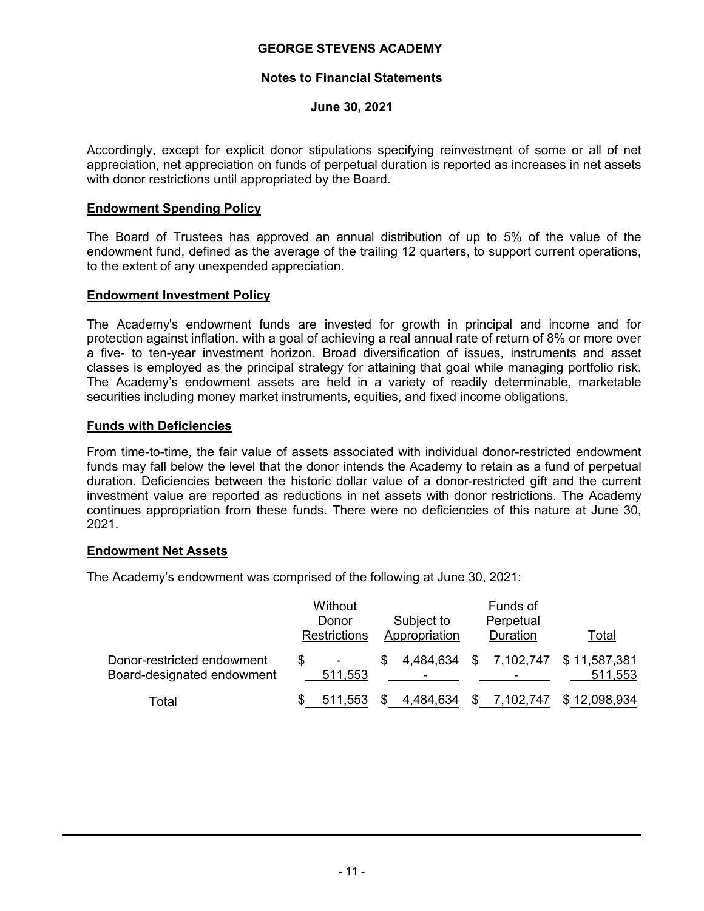Accordingly, except for explicit donor stipulations specifying reinvestment of some or all of net appreciation, net appreciation on funds of perpetual duration is reported as increases in net assets with donor restrictions until appropriated by the Board.

**Endowment Spending Policy**

The Board of Trustees has approved an annual distribution of up to 5% of the value of the endowment fund, defined as the average of the trailing 12 quarters, to support current operations, to the extent of any unexpended appreciation.

**Endowment Investment Policy**

The Academy's endowment funds are invested for growth in principal and income and for protection against inflation, with a goal of achieving a real annual rate of return of 8% or more over a five- to ten-year investment horizon. Broad diversification of issues, instruments and asset classes is employed as the principal strategy for attaining that goal while managing portfolio risk. The Academy's endowment assets are held in a variety of readily determinable, marketable securities including money market instruments, equities, and fixed income obligations.

**Funds with Deficiencies**

From time-to-time, the fair value of assets associated with individual donor-restricted endowment funds may fall below the level that the donor intends the Academy to retain as a fund of perpetual duration. Deficiencies between the historic dollar value of a donor-restricted gift and the current investment value are reported as reductions in net assets with donor restrictions. The Academy continues appropriation from these funds. There were no deficiencies of this nature at June 30, 2021.

**Endowment Net Assets**

The Academy's endowment was comprised of the following at June 30, 2021:

| | Without Donor Restrictions | Subject to Appropriation | Funds of Perpetual Duration | Total |
|---|---|---|---|---|
| Donor-restricted endowment | $ - | $ 4,484,634 | $ 7,102,747 | $ 11,587,381 |
| Board-designated endowment | 511,553 | - | - | 511,553 |
| Total | $ 511,553 | $ 4,484,634 | $ 7,102,747 | $ 12,098,934 |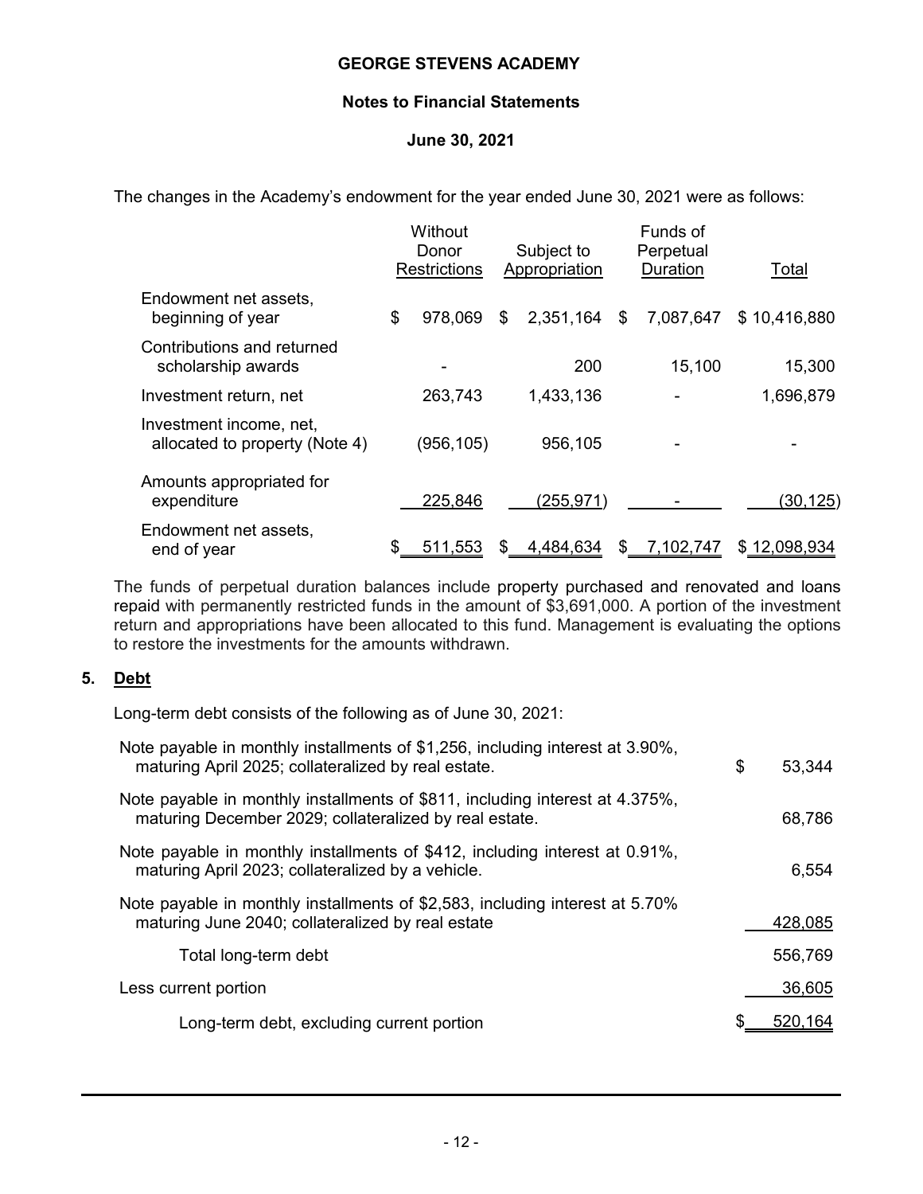The changes in the Academy's endowment for the year ended June 30, 2021 were as follows:

| | Without Donor Restrictions | Subject to Appropriation | Funds of Perpetual Duration | Total |
|---|---|---|---|---|
| Endowment net assets, beginning of year | $ 978,069 | $ 2,351,164 | $ 7,087,647 | $ 10,416,880 |
| Contributions and returned scholarship awards | - | 200 | 15,100 | 15,300 |
| Investment return, net | 263,743 | 1,433,136 | - | 1,696,879 |
| Investment income, net, allocated to property (Note 4) | (956,105) | 956,105 | - | - |
| Amounts appropriated for expenditure | 225,846 | (255,971) | - | (30,125) |
| Endowment net assets, end of year | $ 511,553 | $ 4,484,634 | $ 7,102,747 | $ 12,098,934 |

The funds of perpetual duration balances include property purchased and renovated and loans repaid with permanently restricted funds in the amount of $3,691,000. A portion of the investment return and appropriations have been allocated to this fund. Management is evaluating the options to restore the investments for the amounts withdrawn.

## 5. Debt

Long-term debt consists of the following as of June 30, 2021:

| | |
|---|---|
| Note payable in monthly installments of $1,256, including interest at 3.90%, maturing April 2025; collateralized by real estate. | $ 53,344 |
| Note payable in monthly installments of $811, including interest at 4.375%, maturing December 2029; collateralized by real estate. | 68,786 |
| Note payable in monthly installments of $412, including interest at 0.91%, maturing April 2023; collateralized by a vehicle. | 6,554 |
| Note payable in monthly installments of $2,583, including interest at 5.70% maturing June 2040; collateralized by real estate | 428,085 |
| Total long-term debt | 556,769 |
| Less current portion | 36,605 |
| Long-term debt, excluding current portion | $ 520,164 |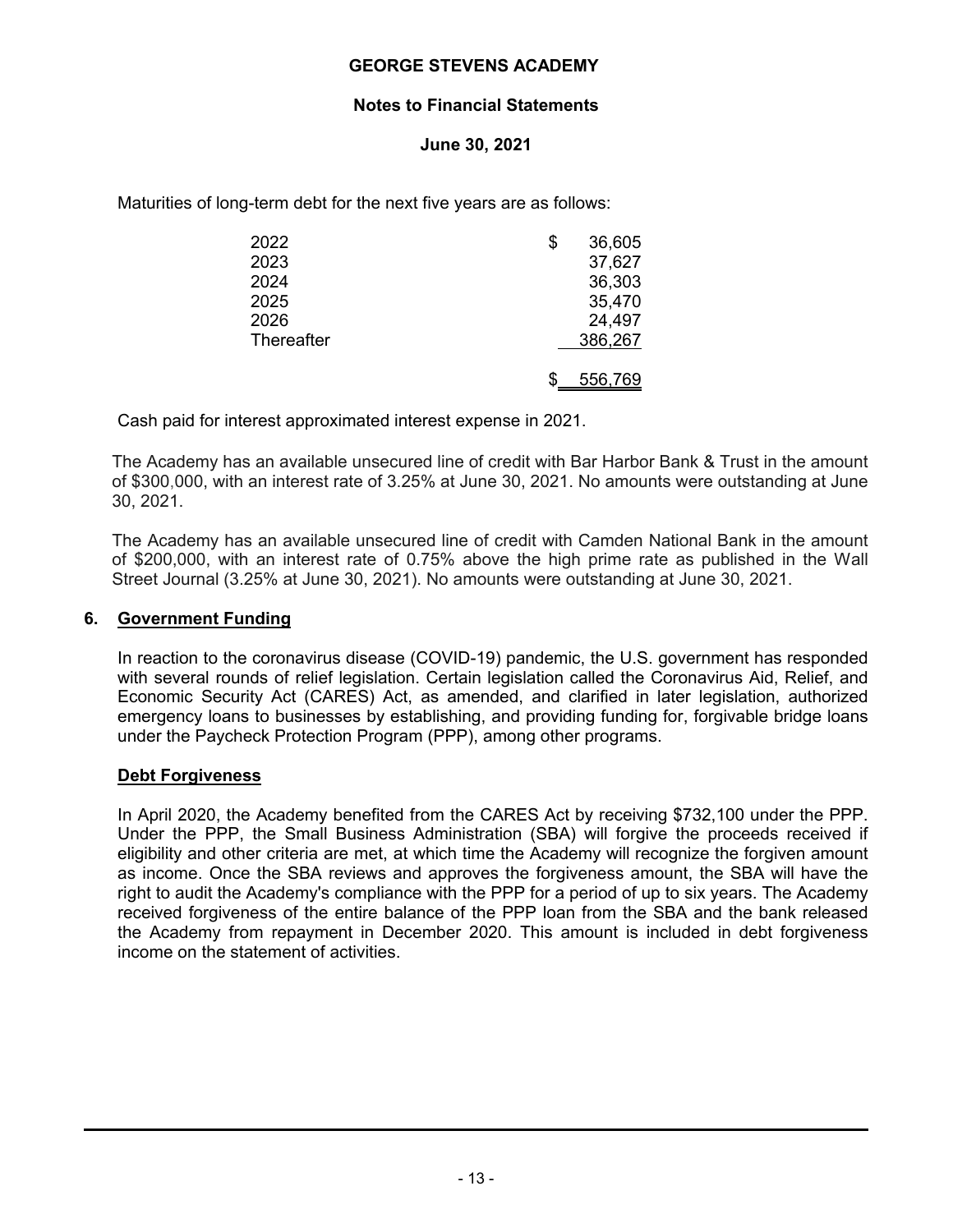Maturities of long-term debt for the next five years are as follows:

| | |
|---|---|
| 2022 | $ 36,605 |
| 2023 | 37,627 |
| 2024 | 36,303 |
| 2025 | 35,470 |
| 2026 | 24,497 |
| Thereafter | 386,267 |
| | $ 556,769 |

Cash paid for interest approximated interest expense in 2021.

The Academy has an available unsecured line of credit with Bar Harbor Bank & Trust in the amount of $300,000, with an interest rate of 3.25% at June 30, 2021. No amounts were outstanding at June 30, 2021.

The Academy has an available unsecured line of credit with Camden National Bank in the amount of $200,000, with an interest rate of 0.75% above the high prime rate as published in the Wall Street Journal (3.25% at June 30, 2021). No amounts were outstanding at June 30, 2021.

## 6. Government Funding

In reaction to the coronavirus disease (COVID-19) pandemic, the U.S. government has responded with several rounds of relief legislation. Certain legislation called the Coronavirus Aid, Relief, and Economic Security Act (CARES) Act, as amended, and clarified in later legislation, authorized emergency loans to businesses by establishing, and providing funding for, forgivable bridge loans under the Paycheck Protection Program (PPP), among other programs.

### Debt Forgiveness

In April 2020, the Academy benefited from the CARES Act by receiving $732,100 under the PPP. Under the PPP, the Small Business Administration (SBA) will forgive the proceeds received if eligibility and other criteria are met, at which time the Academy will recognize the forgiven amount as income. Once the SBA reviews and approves the forgiveness amount, the SBA will have the right to audit the Academy's compliance with the PPP for a period of up to six years. The Academy received forgiveness of the entire balance of the PPP loan from the SBA and the bank released the Academy from repayment in December 2020. This amount is included in debt forgiveness income on the statement of activities.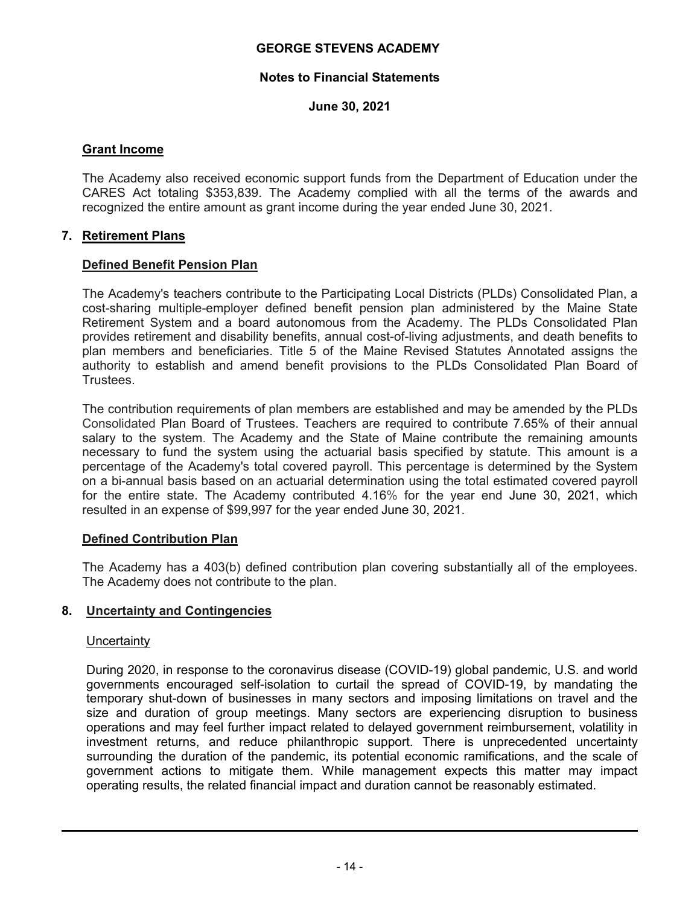## Grant Income

The Academy also received economic support funds from the Department of Education under the CARES Act totaling $353,839. The Academy complied with all the terms of the awards and recognized the entire amount as grant income during the year ended June 30, 2021.

## 7. Retirement Plans

### Defined Benefit Pension Plan

The Academy's teachers contribute to the Participating Local Districts (PLDs) Consolidated Plan, a cost-sharing multiple-employer defined benefit pension plan administered by the Maine State Retirement System and a board autonomous from the Academy. The PLDs Consolidated Plan provides retirement and disability benefits, annual cost-of-living adjustments, and death benefits to plan members and beneficiaries. Title 5 of the Maine Revised Statutes Annotated assigns the authority to establish and amend benefit provisions to the PLDs Consolidated Plan Board of Trustees.

The contribution requirements of plan members are established and may be amended by the PLDs Consolidated Plan Board of Trustees. Teachers are required to contribute 7.65% of their annual salary to the system. The Academy and the State of Maine contribute the remaining amounts necessary to fund the system using the actuarial basis specified by statute. This amount is a percentage of the Academy's total covered payroll. This percentage is determined by the System on a bi-annual basis based on an actuarial determination using the total estimated covered payroll for the entire state. The Academy contributed 4.16% for the year end June 30, 2021, which resulted in an expense of $99,997 for the year ended June 30, 2021.

### Defined Contribution Plan

The Academy has a 403(b) defined contribution plan covering substantially all of the employees. The Academy does not contribute to the plan.

## 8. Uncertainty and Contingencies

Uncertainty

During 2020, in response to the coronavirus disease (COVID-19) global pandemic, U.S. and world governments encouraged self-isolation to curtail the spread of COVID-19, by mandating the temporary shut-down of businesses in many sectors and imposing limitations on travel and the size and duration of group meetings. Many sectors are experiencing disruption to business operations and may feel further impact related to delayed government reimbursement, volatility in investment returns, and reduce philanthropic support. There is unprecedented uncertainty surrounding the duration of the pandemic, its potential economic ramifications, and the scale of government actions to mitigate them. While management expects this matter may impact operating results, the related financial impact and duration cannot be reasonably estimated.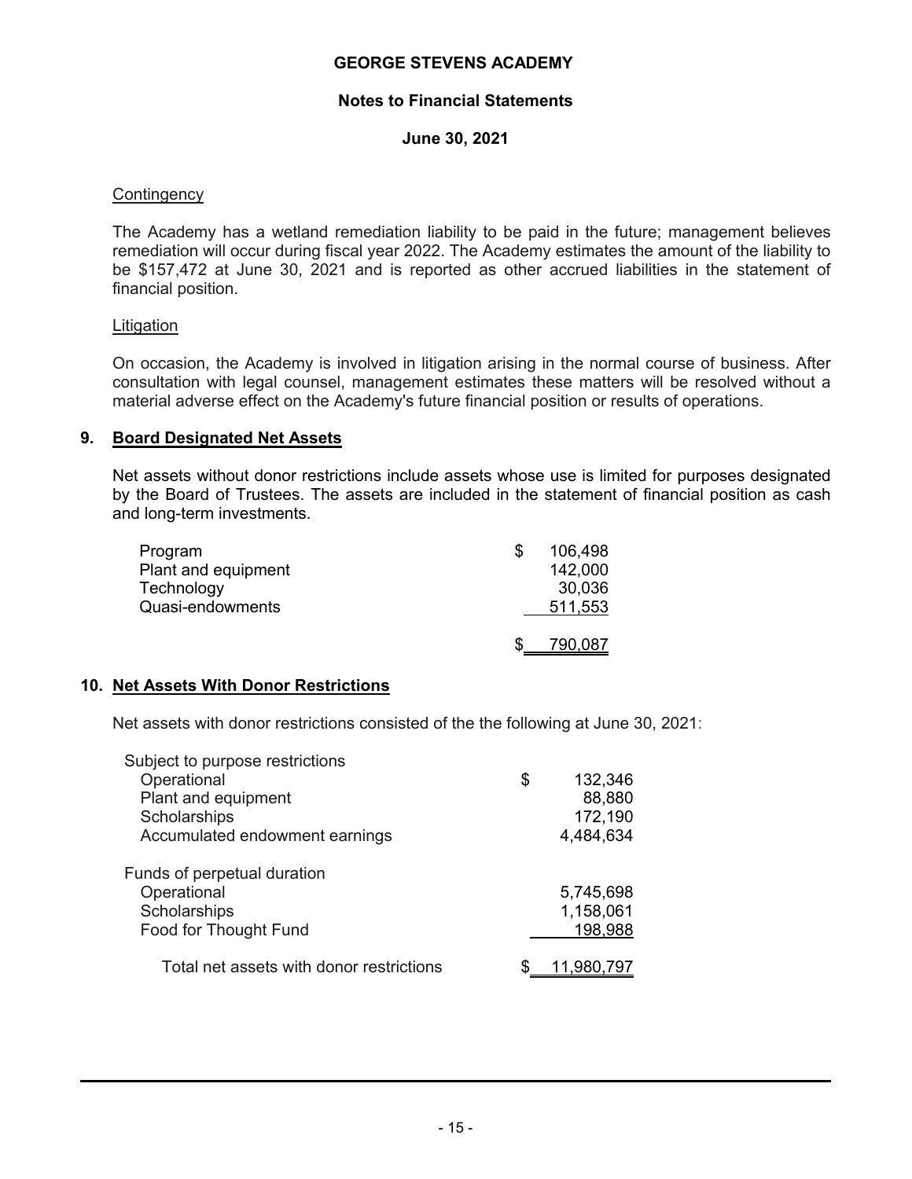### Contingency

The Academy has a wetland remediation liability to be paid in the future; management believes remediation will occur during fiscal year 2022. The Academy estimates the amount of the liability to be $157,472 at June 30, 2021 and is reported as other accrued liabilities in the statement of financial position.

### Litigation

On occasion, the Academy is involved in litigation arising in the normal course of business. After consultation with legal counsel, management estimates these matters will be resolved without a material adverse effect on the Academy's future financial position or results of operations.

## 9. Board Designated Net Assets

Net assets without donor restrictions include assets whose use is limited for purposes designated by the Board of Trustees. The assets are included in the statement of financial position as cash and long-term investments.

| | |
|---|---|
| Program | $ 106,498 |
| Plant and equipment | 142,000 |
| Technology | 30,036 |
| Quasi-endowments | 511,553 |
| | $ 790,087 |

## 10. Net Assets With Donor Restrictions

Net assets with donor restrictions consisted of the the following at June 30, 2021:

| | |
|---|---|
| Subject to purpose restrictions | |
| Operational | $ 132,346 |
| Plant and equipment | 88,880 |
| Scholarships | 172,190 |
| Accumulated endowment earnings | 4,484,634 |
| Funds of perpetual duration | |
| Operational | 5,745,698 |
| Scholarships | 1,158,061 |
| Food for Thought Fund | 198,988 |
| Total net assets with donor restrictions | $ 11,980,797 |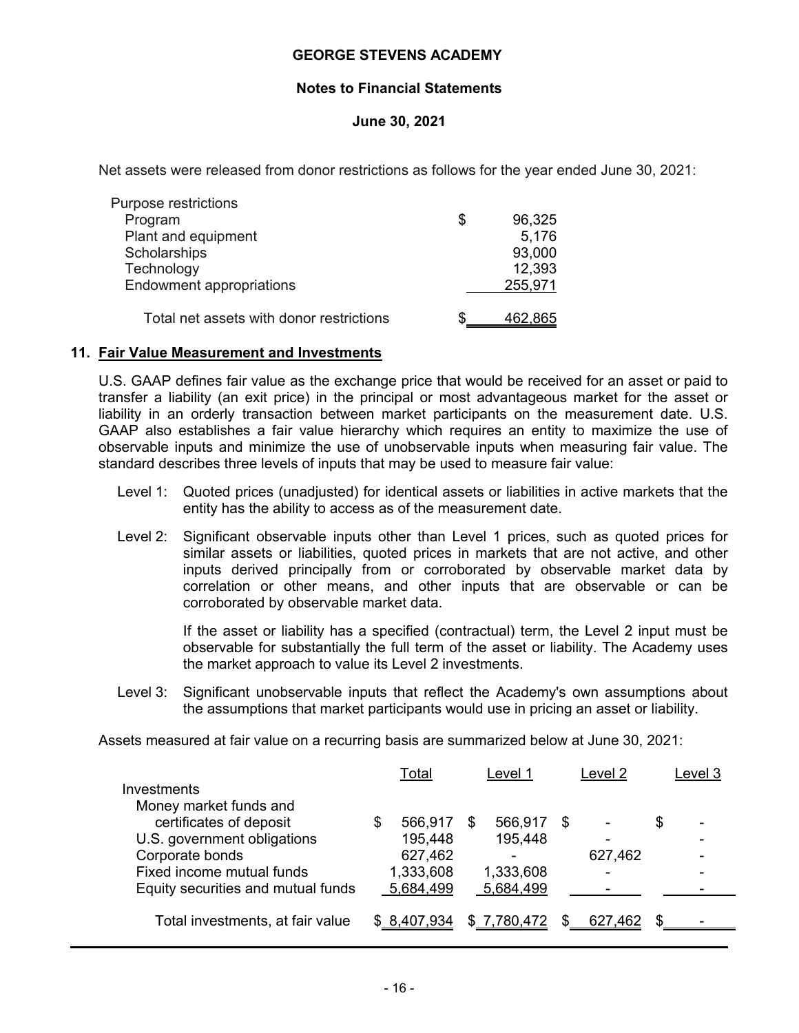Net assets were released from donor restrictions as follows for the year ended June 30, 2021:

| | |
|---|---|
| Purpose restrictions | |
| Program | $ 96,325 |
| Plant and equipment | 5,176 |
| Scholarships | 93,000 |
| Technology | 12,393 |
| Endowment appropriations | 255,971 |
| Total net assets with donor restrictions | $ 462,865 |

## 11. Fair Value Measurement and Investments

U.S. GAAP defines fair value as the exchange price that would be received for an asset or paid to transfer a liability (an exit price) in the principal or most advantageous market for the asset or liability in an orderly transaction between market participants on the measurement date. U.S. GAAP also establishes a fair value hierarchy which requires an entity to maximize the use of observable inputs and minimize the use of unobservable inputs when measuring fair value. The standard describes three levels of inputs that may be used to measure fair value:

Level 1: Quoted prices (unadjusted) for identical assets or liabilities in active markets that the entity has the ability to access as of the measurement date.

Level 2: Significant observable inputs other than Level 1 prices, such as quoted prices for similar assets or liabilities, quoted prices in markets that are not active, and other inputs derived principally from or corroborated by observable market data by correlation or other means, and other inputs that are observable or can be corroborated by observable market data.

If the asset or liability has a specified (contractual) term, the Level 2 input must be observable for substantially the full term of the asset or liability. The Academy uses the market approach to value its Level 2 investments.

Level 3: Significant unobservable inputs that reflect the Academy's own assumptions about the assumptions that market participants would use in pricing an asset or liability.

Assets measured at fair value on a recurring basis are summarized below at June 30, 2021:

| | Total | Level 1 | Level 2 | Level 3 |
|---|---|---|---|---|
| Investments | | | | |
| Money market funds and certificates of deposit | $ 566,917 | $ 566,917 | $ - | $ - |
| U.S. government obligations | 195,448 | 195,448 | - | - |
| Corporate bonds | 627,462 | - | 627,462 | - |
| Fixed income mutual funds | 1,333,608 | 1,333,608 | - | - |
| Equity securities and mutual funds | 5,684,499 | 5,684,499 | - | - |
| Total investments, at fair value | $ 8,407,934 | $ 7,780,472 | $ 627,462 | $ - |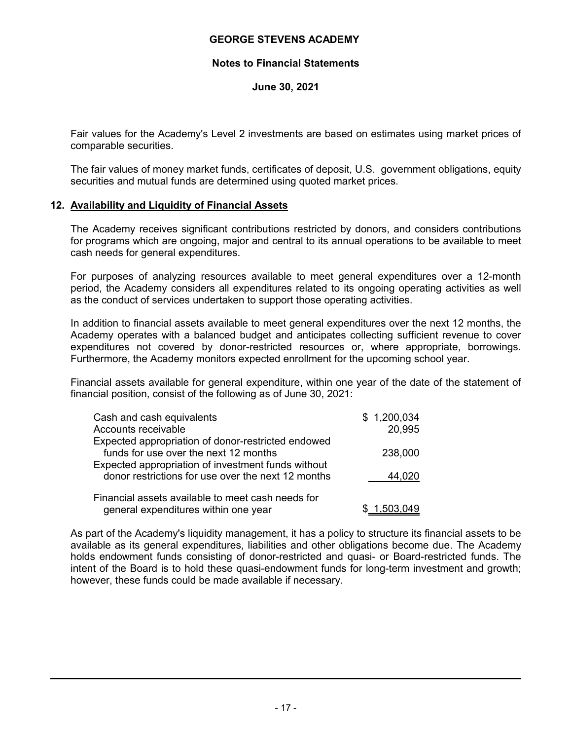Fair values for the Academy's Level 2 investments are based on estimates using market prices of comparable securities.

The fair values of money market funds, certificates of deposit, U.S. government obligations, equity securities and mutual funds are determined using quoted market prices.

## 12. Availability and Liquidity of Financial Assets

The Academy receives significant contributions restricted by donors, and considers contributions for programs which are ongoing, major and central to its annual operations to be available to meet cash needs for general expenditures.

For purposes of analyzing resources available to meet general expenditures over a 12-month period, the Academy considers all expenditures related to its ongoing operating activities as well as the conduct of services undertaken to support those operating activities.

In addition to financial assets available to meet general expenditures over the next 12 months, the Academy operates with a balanced budget and anticipates collecting sufficient revenue to cover expenditures not covered by donor-restricted resources or, where appropriate, borrowings. Furthermore, the Academy monitors expected enrollment for the upcoming school year.

Financial assets available for general expenditure, within one year of the date of the statement of financial position, consist of the following as of June 30, 2021:

| | |
|---|---|
| Cash and cash equivalents | $ 1,200,034 |
| Accounts receivable | 20,995 |
| Expected appropriation of donor-restricted endowed funds for use over the next 12 months | 238,000 |
| Expected appropriation of investment funds without donor restrictions for use over the next 12 months | 44,020 |
| Financial assets available to meet cash needs for general expenditures within one year | $ 1,503,049 |

As part of the Academy's liquidity management, it has a policy to structure its financial assets to be available as its general expenditures, liabilities and other obligations become due. The Academy holds endowment funds consisting of donor-restricted and quasi- or Board-restricted funds. The intent of the Board is to hold these quasi-endowment funds for long-term investment and growth; however, these funds could be made available if necessary.